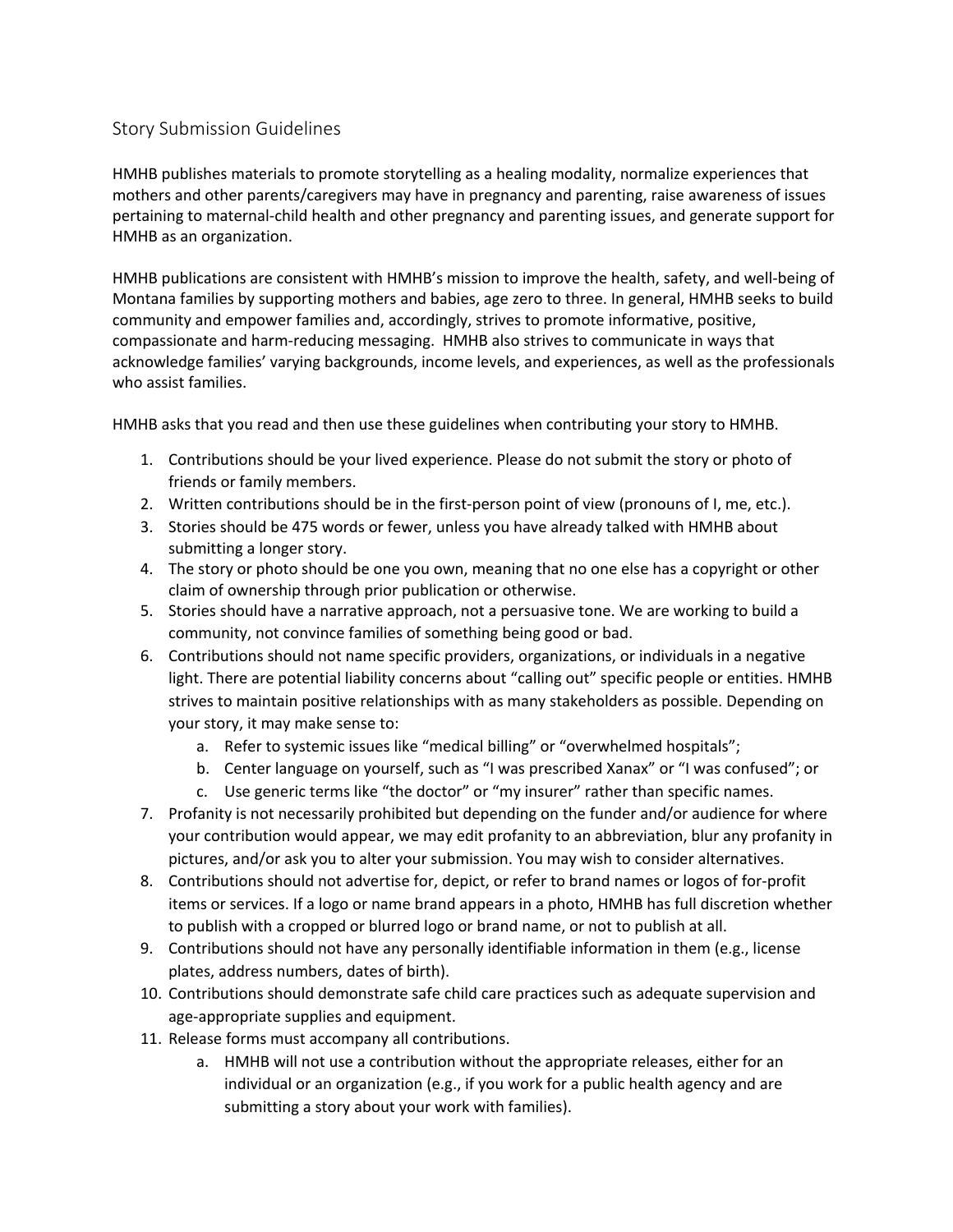## Story Submission Guidelines

HMHB publishes materials to promote storytelling as a healing modality, normalize experiences that mothers and other parents/caregivers may have in pregnancy and parenting, raise awareness of issues pertaining to maternal-child health and other pregnancy and parenting issues, and generate support for HMHB as an organization.

HMHB publications are consistent with HMHB's mission to improve the health, safety, and well-being of Montana families by supporting mothers and babies, age zero to three. In general, HMHB seeks to build community and empower families and, accordingly, strives to promote informative, positive, compassionate and harm-reducing messaging. HMHB also strives to communicate in ways that acknowledge families' varying backgrounds, income levels, and experiences, as well as the professionals who assist families.

HMHB asks that you read and then use these guidelines when contributing your story to HMHB.

1. Contributions should be your lived experience. Please do not submit the story or photo of friends or family members.
2. Written contributions should be in the first-person point of view (pronouns of I, me, etc.).
3. Stories should be 475 words or fewer, unless you have already talked with HMHB about submitting a longer story.
4. The story or photo should be one you own, meaning that no one else has a copyright or other claim of ownership through prior publication or otherwise.
5. Stories should have a narrative approach, not a persuasive tone. We are working to build a community, not convince families of something being good or bad.
6. Contributions should not name specific providers, organizations, or individuals in a negative light. There are potential liability concerns about "calling out" specific people or entities. HMHB strives to maintain positive relationships with as many stakeholders as possible. Depending on your story, it may make sense to:
    a. Refer to systemic issues like "medical billing" or "overwhelmed hospitals";
    b. Center language on yourself, such as "I was prescribed Xanax" or "I was confused"; or
    c. Use generic terms like "the doctor" or "my insurer" rather than specific names.
7. Profanity is not necessarily prohibited but depending on the funder and/or audience for where your contribution would appear, we may edit profanity to an abbreviation, blur any profanity in pictures, and/or ask you to alter your submission. You may wish to consider alternatives.
8. Contributions should not advertise for, depict, or refer to brand names or logos of for-profit items or services. If a logo or name brand appears in a photo, HMHB has full discretion whether to publish with a cropped or blurred logo or brand name, or not to publish at all.
9. Contributions should not have any personally identifiable information in them (e.g., license plates, address numbers, dates of birth).
10. Contributions should demonstrate safe child care practices such as adequate supervision and age-appropriate supplies and equipment.
11. Release forms must accompany all contributions.
    a. HMHB will not use a contribution without the appropriate releases, either for an individual or an organization (e.g., if you work for a public health agency and are submitting a story about your work with families).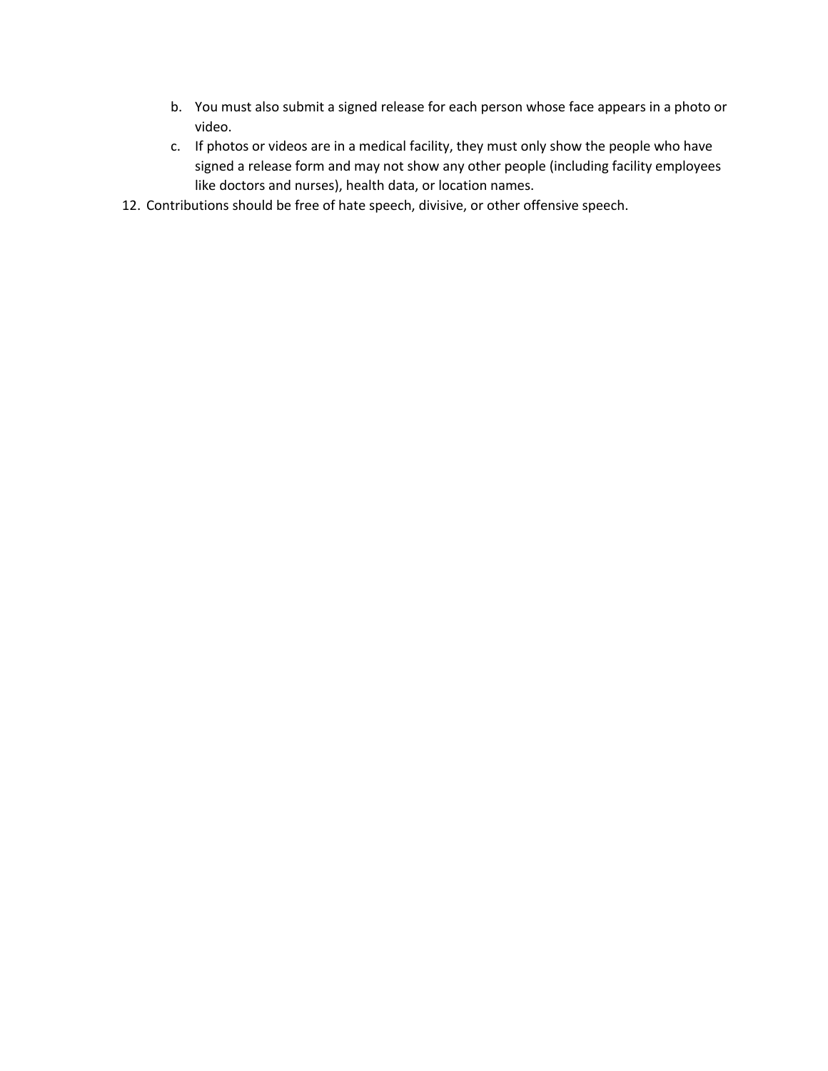b. You must also submit a signed release for each person whose face appears in a photo or video.
   c. If photos or videos are in a medical facility, they must only show the people who have signed a release form and may not show any other people (including facility employees like doctors and nurses), health data, or location names.

12. Contributions should be free of hate speech, divisive, or other offensive speech.